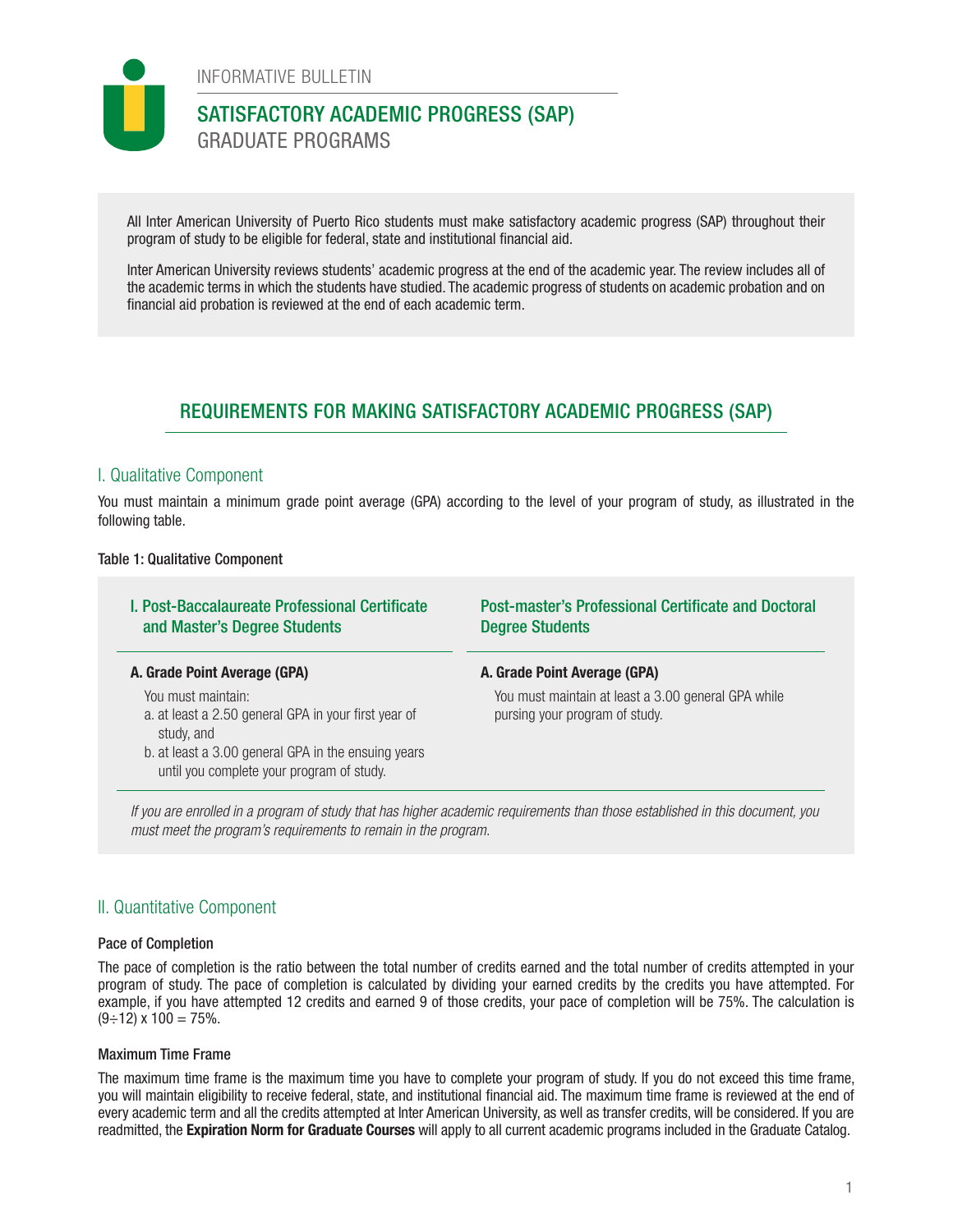INFORMATIVE BULLETIN

# SATISFACTORY ACADEMIC PROGRESS (SAP)
GRADUATE PROGRAMS

All Inter American University of Puerto Rico students must make satisfactory academic progress (SAP) throughout their program of study to be eligible for federal, state and institutional financial aid.

Inter American University reviews students' academic progress at the end of the academic year. The review includes all of the academic terms in which the students have studied. The academic progress of students on academic probation and on financial aid probation is reviewed at the end of each academic term.

## REQUIREMENTS FOR MAKING SATISFACTORY ACADEMIC PROGRESS (SAP)

### I. Qualitative Component

You must maintain a minimum grade point average (GPA) according to the level of your program of study, as illustrated in the following table.

**Table 1: Qualitative Component**

| I. Post-Baccalaureate Professional Certificate and Master's Degree Students | Post-master's Professional Certificate and Doctoral Degree Students |
|---|---|
| **A. Grade Point Average (GPA)**<br>You must maintain:<br>a. at least a 2.50 general GPA in your first year of study, and<br>b. at least a 3.00 general GPA in the ensuing years until you complete your program of study. | **A. Grade Point Average (GPA)**<br>You must maintain at least a 3.00 general GPA while pursuing your program of study. |

*If you are enrolled in a program of study that has higher academic requirements than those established in this document, you must meet the program's requirements to remain in the program.*

### II. Quantitative Component

#### Pace of Completion

The pace of completion is the ratio between the total number of credits earned and the total number of credits attempted in your program of study. The pace of completion is calculated by dividing your earned credits by the credits you have attempted. For example, if you have attempted 12 credits and earned 9 of those credits, your pace of completion will be 75%. The calculation is $(9 \div 12) \times 100 = 75\%$.

#### Maximum Time Frame

The maximum time frame is the maximum time you have to complete your program of study. If you do not exceed this time frame, you will maintain eligibility to receive federal, state, and institutional financial aid. The maximum time frame is reviewed at the end of every academic term and all the credits attempted at Inter American University, as well as transfer credits, will be considered. If you are readmitted, the **Expiration Norm for Graduate Courses** will apply to all current academic programs included in the Graduate Catalog.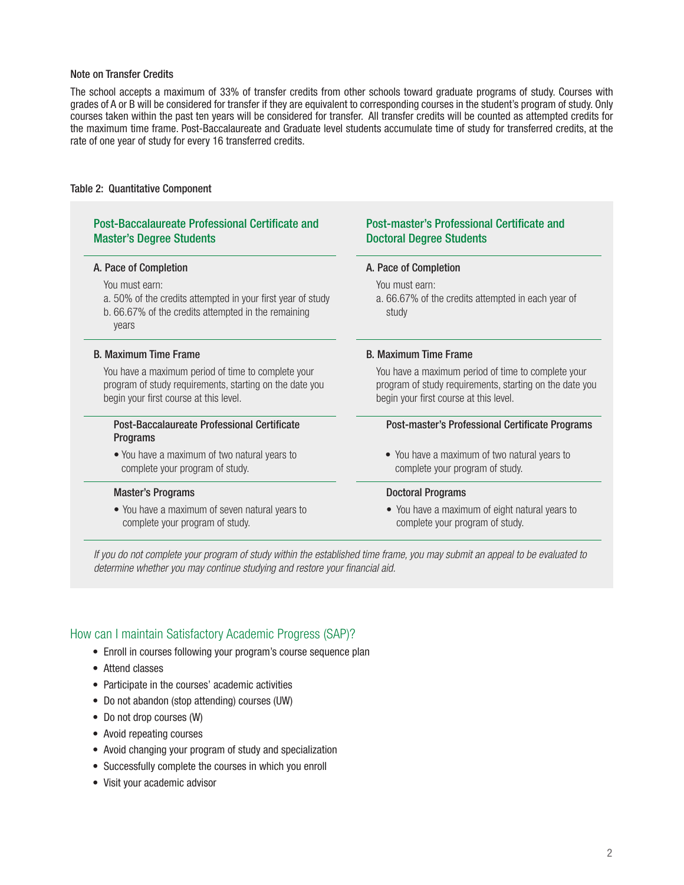### Note on Transfer Credits

The school accepts a maximum of 33% of transfer credits from other schools toward graduate programs of study. Courses with grades of A or B will be considered for transfer if they are equivalent to corresponding courses in the student's program of study. Only courses taken within the past ten years will be considered for transfer. All transfer credits will be counted as attempted credits for the maximum time frame. Post-Baccalaureate and Graduate level students accumulate time of study for transferred credits, at the rate of one year of study for every 16 transferred credits.

### Table 2: Quantitative Component

#### Post-Baccalaureate Professional Certificate and Master's Degree Students

**A. Pace of Completion**

You must earn:

a. 50% of the credits attempted in your first year of study
b. 66.67% of the credits attempted in the remaining years

**B. Maximum Time Frame**

You have a maximum period of time to complete your program of study requirements, starting on the date you begin your first course at this level.

**Post-Baccalaureate Professional Certificate Programs**

- You have a maximum of two natural years to complete your program of study.

**Master's Programs**

- You have a maximum of seven natural years to complete your program of study.

#### Post-master's Professional Certificate and Doctoral Degree Students

**A. Pace of Completion**

You must earn:

a. 66.67% of the credits attempted in each year of study

**B. Maximum Time Frame**

You have a maximum period of time to complete your program of study requirements, starting on the date you begin your first course at this level.

**Post-master's Professional Certificate Programs**

- You have a maximum of two natural years to complete your program of study.

**Doctoral Programs**

- You have a maximum of eight natural years to complete your program of study.

*If you do not complete your program of study within the established time frame, you may submit an appeal to be evaluated to determine whether you may continue studying and restore your financial aid.*

## How can I maintain Satisfactory Academic Progress (SAP)?

- Enroll in courses following your program's course sequence plan
- Attend classes
- Participate in the courses' academic activities
- Do not abandon (stop attending) courses (UW)
- Do not drop courses (W)
- Avoid repeating courses
- Avoid changing your program of study and specialization
- Successfully complete the courses in which you enroll
- Visit your academic advisor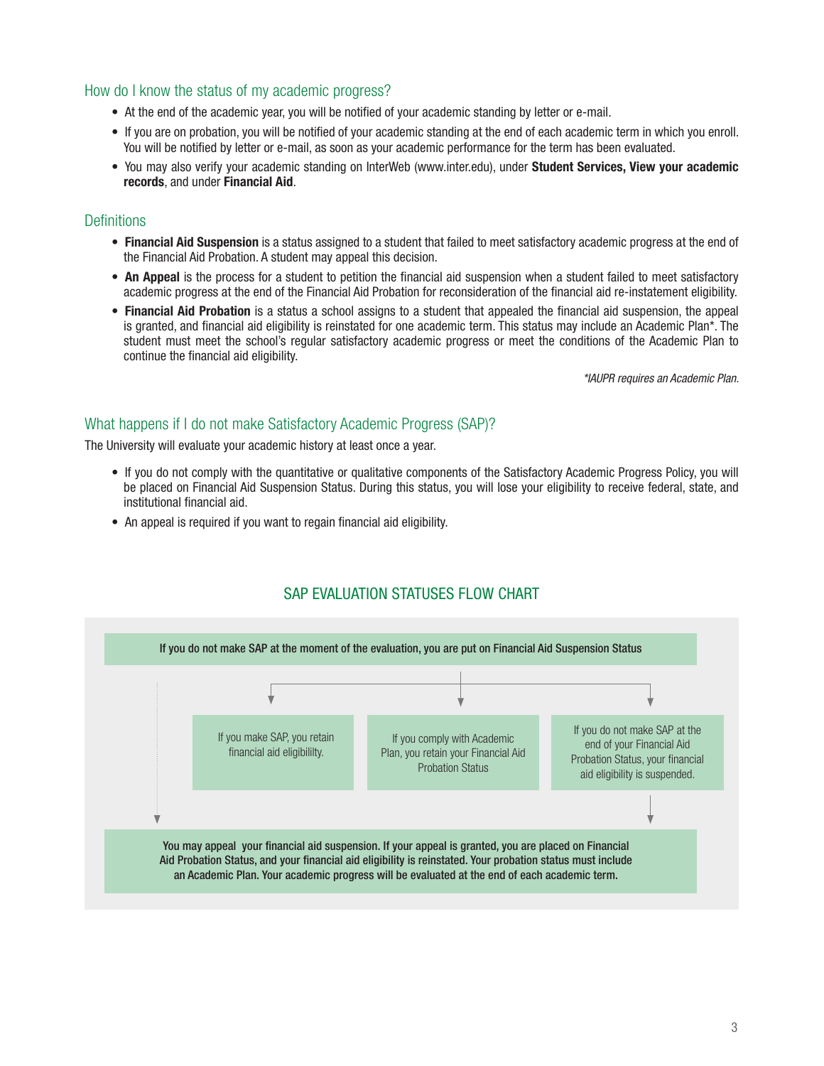## How do I know the status of my academic progress?

- At the end of the academic year, you will be notified of your academic standing by letter or e-mail.
- If you are on probation, you will be notified of your academic standing at the end of each academic term in which you enroll. You will be notified by letter or e-mail, as soon as your academic performance for the term has been evaluated.
- You may also verify your academic standing on InterWeb (www.inter.edu), under **Student Services, View your academic records**, and under **Financial Aid**.

## Definitions

- **Financial Aid Suspension** is a status assigned to a student that failed to meet satisfactory academic progress at the end of the Financial Aid Probation. A student may appeal this decision.
- **An Appeal** is the process for a student to petition the financial aid suspension when a student failed to meet satisfactory academic progress at the end of the Financial Aid Probation for reconsideration of the financial aid re-instatement eligibility.
- **Financial Aid Probation** is a status a school assigns to a student that appealed the financial aid suspension, the appeal is granted, and financial aid eligibility is reinstated for one academic term. This status may include an Academic Plan*. The student must meet the school's regular satisfactory academic progress or meet the conditions of the Academic Plan to continue the financial aid eligibility.

*\*IAUPR requires an Academic Plan.*

## What happens if I do not make Satisfactory Academic Progress (SAP)?

The University will evaluate your academic history at least once a year.

- If you do not comply with the quantitative or qualitative components of the Satisfactory Academic Progress Policy, you will be placed on Financial Aid Suspension Status. During this status, you will lose your eligibility to receive federal, state, and institutional financial aid.
- An appeal is required if you want to regain financial aid eligibility.

### SAP EVALUATION STATUSES FLOW CHART

**If you do not make SAP at the moment of the evaluation, you are put on Financial Aid Suspension Status**

- If you make SAP, you retain financial aid eligibililty.
- If you comply with Academic Plan, you retain your Financial Aid Probation Status
- If you do not make SAP at the end of your Financial Aid Probation Status, your financial aid eligibility is suspended.

**You may appeal your financial aid suspension. If your appeal is granted, you are placed on Financial Aid Probation Status, and your financial aid eligibility is reinstated. Your probation status must include an Academic Plan. Your academic progress will be evaluated at the end of each academic term.**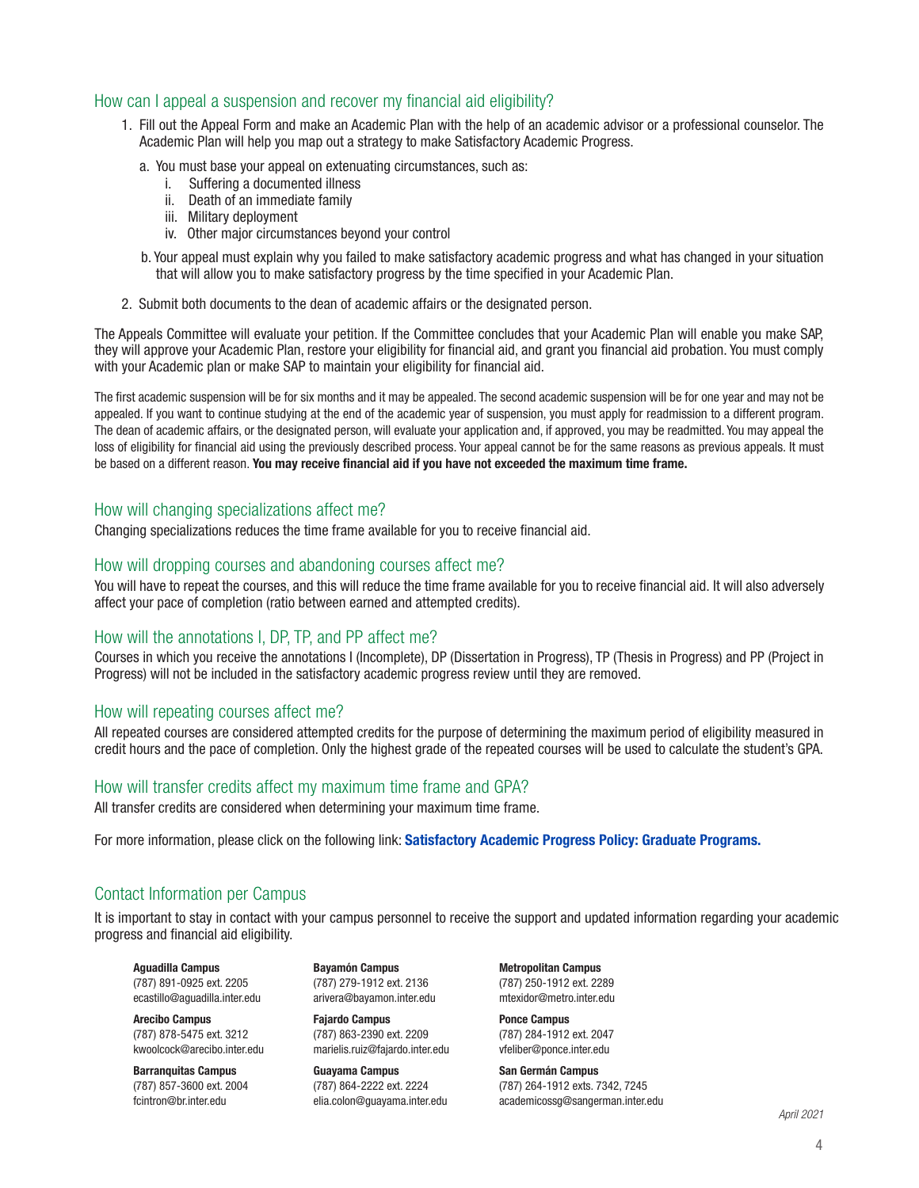## How can I appeal a suspension and recover my financial aid eligibility?

1. Fill out the Appeal Form and make an Academic Plan with the help of an academic advisor or a professional counselor. The Academic Plan will help you map out a strategy to make Satisfactory Academic Progress.
   a. You must base your appeal on extenuating circumstances, such as:
      i. Suffering a documented illness
      ii. Death of an immediate family
      iii. Military deployment
      iv. Other major circumstances beyond your control
   b. Your appeal must explain why you failed to make satisfactory academic progress and what has changed in your situation that will allow you to make satisfactory progress by the time specified in your Academic Plan.
2. Submit both documents to the dean of academic affairs or the designated person.

The Appeals Committee will evaluate your petition. If the Committee concludes that your Academic Plan will enable you make SAP, they will approve your Academic Plan, restore your eligibility for financial aid, and grant you financial aid probation. You must comply with your Academic plan or make SAP to maintain your eligibility for financial aid.

The first academic suspension will be for six months and it may be appealed. The second academic suspension will be for one year and may not be appealed. If you want to continue studying at the end of the academic year of suspension, you must apply for readmission to a different program. The dean of academic affairs, or the designated person, will evaluate your application and, if approved, you may be readmitted. You may appeal the loss of eligibility for financial aid using the previously described process. Your appeal cannot be for the same reasons as previous appeals. It must be based on a different reason. **You may receive financial aid if you have not exceeded the maximum time frame.**

## How will changing specializations affect me?

Changing specializations reduces the time frame available for you to receive financial aid.

## How will dropping courses and abandoning courses affect me?

You will have to repeat the courses, and this will reduce the time frame available for you to receive financial aid. It will also adversely affect your pace of completion (ratio between earned and attempted credits).

## How will the annotations I, DP, TP, and PP affect me?

Courses in which you receive the annotations I (Incomplete), DP (Dissertation in Progress), TP (Thesis in Progress) and PP (Project in Progress) will not be included in the satisfactory academic progress review until they are removed.

## How will repeating courses affect me?

All repeated courses are considered attempted credits for the purpose of determining the maximum period of eligibility measured in credit hours and the pace of completion. Only the highest grade of the repeated courses will be used to calculate the student's GPA.

## How will transfer credits affect my maximum time frame and GPA?

All transfer credits are considered when determining your maximum time frame.

For more information, please click on the following link: **Satisfactory Academic Progress Policy: Graduate Programs.**

## Contact Information per Campus

It is important to stay in contact with your campus personnel to receive the support and updated information regarding your academic progress and financial aid eligibility.

**Aguadilla Campus**
(787) 891-0925 ext. 2205
ecastillo@aguadilla.inter.edu

**Arecibo Campus**
(787) 878-5475 ext. 3212
kwoolcock@arecibo.inter.edu

**Barranquitas Campus**
(787) 857-3600 ext. 2004
fcintron@br.inter.edu

**Bayamón Campus**
(787) 279-1912 ext. 2136
arivera@bayamon.inter.edu

**Fajardo Campus**
(787) 863-2390 ext. 2209
marielis.ruiz@fajardo.inter.edu

**Guayama Campus**
(787) 864-2222 ext. 2224
elia.colon@guayama.inter.edu

**Metropolitan Campus**
(787) 250-1912 ext. 2289
mtexidor@metro.inter.edu

**Ponce Campus**
(787) 284-1912 ext. 2047
vfeliber@ponce.inter.edu

**San Germán Campus**
(787) 264-1912 exts. 7342, 7245
academicossg@sangerman.inter.edu

*April 2021*